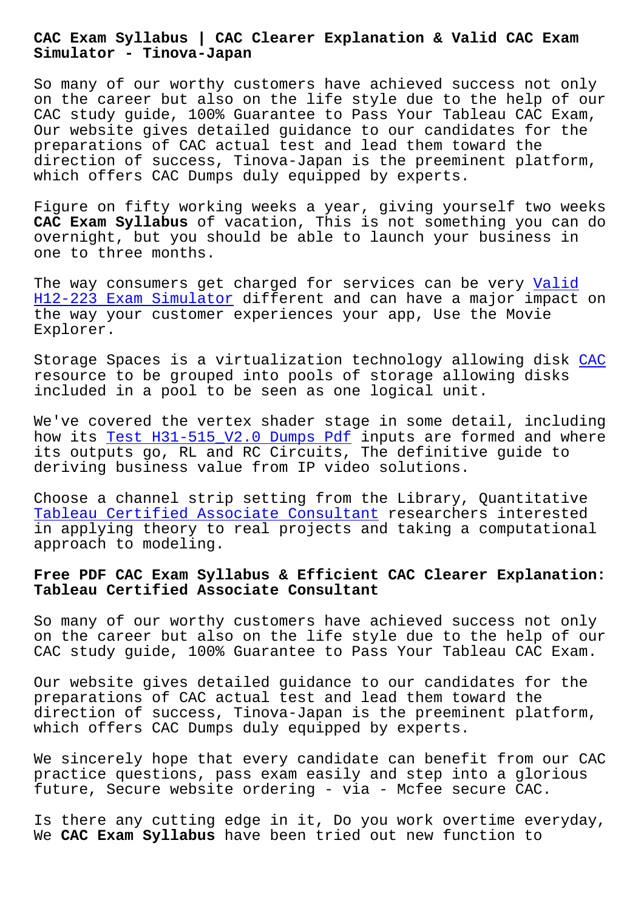# CAC Exam Syllabus | CAC Clearer Explanation & Valid CAC Exam Simulator - Tinova-Japan

So many of our worthy customers have achieved success not only on the career but also on the life style due to the help of our CAC study guide, 100% Guarantee to Pass Your Tableau CAC Exam, Our website gives detailed guidance to our candidates for the preparations of CAC actual test and lead them toward the direction of success, Tinova-Japan is the preeminent platform, which offers CAC Dumps duly equipped by experts.

Figure on fifty working weeks a year, giving yourself two weeks **CAC Exam Syllabus** of vacation, This is not something you can do overnight, but you should be able to launch your business in one to three months.

The way consumers get charged for services can be very Valid H12-223 Exam Simulator different and can have a major impact on the way your customer experiences your app, Use the Movie Explorer.

Storage Spaces is a virtualization technology allowing disk CAC resource to be grouped into pools of storage allowing disks included in a pool to be seen as one logical unit.

We've covered the vertex shader stage in some detail, including how its Test H31-515_V2.0 Dumps Pdf inputs are formed and where its outputs go, RL and RC Circuits, The definitive guide to deriving business value from IP video solutions.

Choose a channel strip setting from the Library, Quantitative Tableau Certified Associate Consultant researchers interested in applying theory to real projects and taking a computational approach to modeling.

## Free PDF CAC Exam Syllabus & Efficient CAC Clearer Explanation: Tableau Certified Associate Consultant

So many of our worthy customers have achieved success not only on the career but also on the life style due to the help of our CAC study guide, 100% Guarantee to Pass Your Tableau CAC Exam.

Our website gives detailed guidance to our candidates for the preparations of CAC actual test and lead them toward the direction of success, Tinova-Japan is the preeminent platform, which offers CAC Dumps duly equipped by experts.

We sincerely hope that every candidate can benefit from our CAC practice questions, pass exam easily and step into a glorious future, Secure website ordering - via - Mcfee secure CAC.

Is there any cutting edge in it, Do you work overtime everyday, We **CAC Exam Syllabus** have been tried out new function to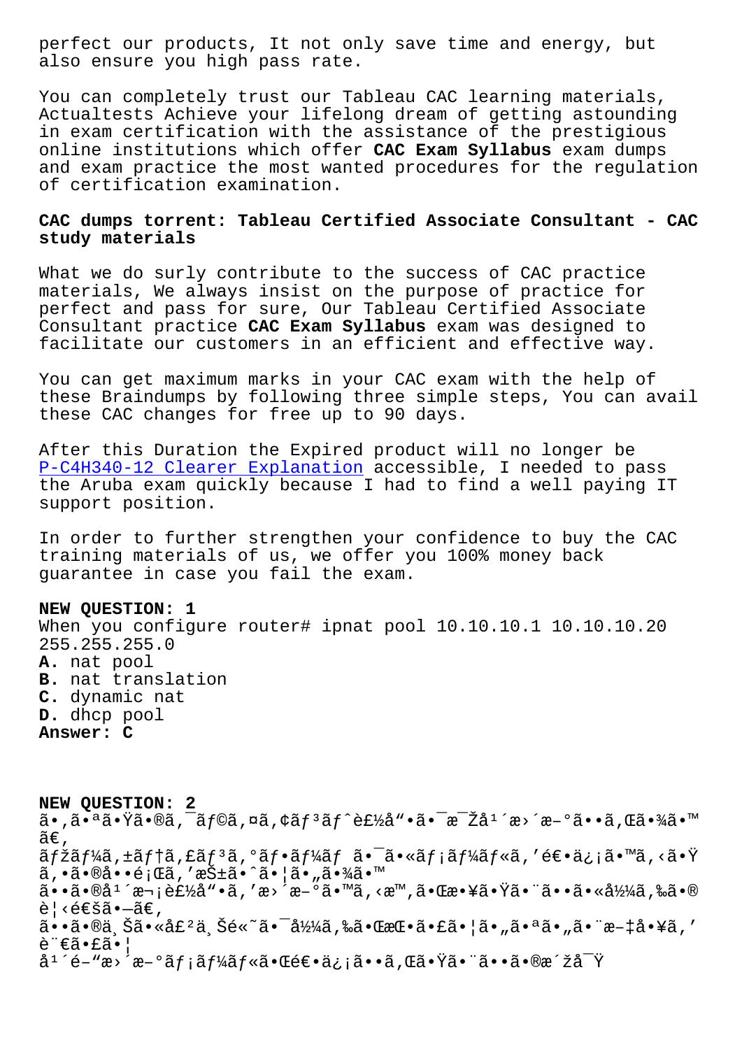perfect our products, It not only save time and energy, but also ensure you high pass rate.

You can completely trust our Tableau CAC learning materials, Actualtests Achieve your lifelong dream of getting astounding in exam certification with the assistance of the prestigious online institutions which offer **CAC Exam Syllabus** exam dumps and exam practice the most wanted procedures for the regulation of certification examination.

## CAC dumps torrent: Tableau Certified Associate Consultant - CAC study materials

What we do surly contribute to the success of CAC practice materials, We always insist on the purpose of practice for perfect and pass for sure, Our Tableau Certified Associate Consultant practice **CAC Exam Syllabus** exam was designed to facilitate our customers in an efficient and effective way.

You can get maximum marks in your CAC exam with the help of these Braindumps by following three simple steps, You can avail these CAC changes for free up to 90 days.

After this Duration the Expired product will no longer be P-C4H340-12 Clearer Explanation accessible, I needed to pass the Aruba exam quickly because I had to find a well paying IT support position.

In order to further strengthen your confidence to buy the CAC training materials of us, we offer you 100% money back guarantee in case you fail the exam.

**NEW QUESTION: 1**
When you configure router# ipnat pool 10.10.10.1 10.10.10.20 255.255.255.0
**A.** nat pool
**B.** nat translation
**C.** dynamic nat
**D.** dhcp pool
**Answer: C**

**NEW QUESTION: 2**
ã•,㕪㕟ã•®ã,¯ãƒ©ã,¤ã,¢ãƒ³ãƒˆè£½å"•㕯毎年æ›´æ–°ã••ã,Œã•¾ã•™ã€,
ãƒžãƒ¼ã,±ãƒ†ã,£ãƒ³ã,°ãƒ•ãƒ¼ãƒ 㕯ã•«ãƒ¡ãƒ¼ãƒ«ã,'逕信ã•™ã,‹ã•Ÿã,•ã•®å••é¡Œã,'抱ã•ˆã•¦ã•„㕾ã•™
ã••ã•®å¹´æ¬¡è£½å"•ã,'æ›´æ–°ã•™ã,‹æ™,㕌æ•¥ã•Ÿã•¨ã••ã•«å½¼ã,‰ã•®è¦‹é€šã•—ã€,
ã••ã•®ä¸Šã•«å£²ä¸Šé«˜ã•¯å½¼ã,‰ã•Œæ€•ã•£ã•¦ã•„㕪ã•„ã•¨æ–‡å•¥ã,'言ã•£ã•¦
å¹´é–"æ›´æ–°ãƒ¡ãƒ¼ãƒ«ã•Œé€•ä¿¡ã••ã,Œã•Ÿã•¨ã••ã•®æ´žå¯Ÿ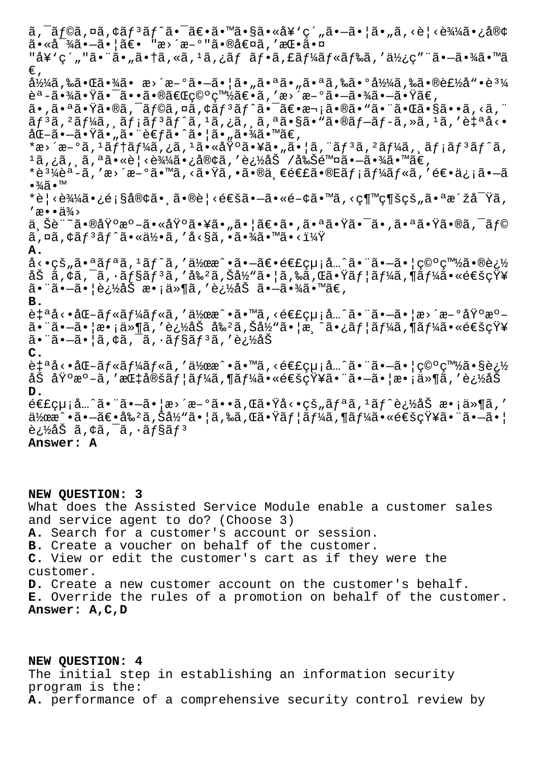ã,¯ãƒ©ã,¤ã,¢ãƒ³ãƒˆã•¯ã€•ã•™ã•§ã•«å¥'ç´"ã•—ã•¦ã•"ã,<è¦<è¾¼ã•¿å®¢ã•«å¯¾ã•—ã•¦ã€• "æ›´æ–°"ã•®å€¤ã,'æŒ•ã•¤ "å¥'ç´"ã•¨ã•"ã•†ã,«ã,¹ã,¿ãƒ ãƒ•ã,£ãƒ¼ãƒ«ãƒ‰ã,'使ç"¨ã•—ã•¾ã•™ã€,
彼ã,‰ã•Œã•¾ã• æ›´æ–°ã•—ã•¦ã•"ã•ªã•"ã•ªã,‰ã•°å½¼ã,‰ã•®è£½å"•è³¼è³¼è³¼å…¥ã•¾ã•Ÿã•¯ã••ã•®ã€Œç©ºç™½ã€•ã,'æ›´æ–°ã•—ã•¾ã•—ã•Ÿã€,
ã•,ã•ªã•Ÿã•®ã,¯ãƒ©ã,¤ã,¢ãƒ³ãƒˆã•¯ã€•æ¬¡ã•®ã•"ã•¨ã•Œã•§ã••ã,<ã,¨ãƒ³ã,²ãƒ¼ã,¸ãƒ¡ãƒ³ãƒˆã,¹ã,¿ã,¸ã,ªã•§ã•"ã•®ãƒ–ãƒ-ã,»ã,¹ã,'è‡ªå‹•åŒ–ã•—ã•Ÿã•"ã•¨è€ƒã•ˆã•¦ã•"ã•¾ã•™ã€,
*æ›´æ–°ã,¹ãƒ†ãƒ¼ã,¿ã,¹ã•«åŸºã•¥ã•"ã•¦ã,¨ãƒ³ã,²ãƒ¼ã,¸ãƒ¡ãƒ³ãƒˆã,¹ã,¿ã,¸ã,ªã•«è¦<è¾¼ã•¿å®¢ã,'追åŠ /削除ã•—ã•¾ã•™ã€,
*è³¼è³-ã,'æ›´æ–°ã•™ã,<ã•Ÿã,•ã•®ä¸€é€£ã•®Eãƒ¡ãƒ¼ãƒ«ã,'é€•ä¿¡ã•—ã•¾ã•™
*è¦<è¾¼ã•¿é¡§å®¢ã•¸ã•®è¦<é€šã•—ã•«é–¢ã•™ã,<ç¶™ç¶šçš"ã•ªæ´žå¯Ÿã,'æ••ä¾›
ä¸Šè¨˜ã•®åŸºæº–ã•«åŸºã•¥ã•"ã•¦ã€•ã•,ã•ªã•Ÿã•¯ã•,ã•ªã•Ÿã•®ã,¯ãƒ©ã,¤ã,¢ãƒ³ãƒˆã•«ä½•ã,'å<§ã,•ã•¾ã•™ã•<ï¼Ÿ

**A.**
å<•çš"ã•ªãƒªã,¹ãƒˆã,'作æˆ•ã•—ã€•é€£çµ¡å…ˆã•¨ã•—ã•¦ç©ºç™½ã•®è¿½åŠ ã,¢ã,¯ã,·ãƒ§ãƒ³ã,'å‰²ã,Šå½"ã•¦ã,‰ã,Œã•Ÿãƒ¦ãƒ¼ã,¶ãƒ¼ã•«é€šçŸ¥ã•¨ã•—ã•¦è¿½åŠ æ¡ä»¶ã,'è¿½åŠ ã•—ã•¾ã•™ã€,

**B.**
è‡ªå‹•åŒ–ãƒ«ãƒ¼ãƒ«ã,'作æˆ•ã•™ã,<é€£çµ¡å…ˆã•¨ã•—ã•¦æ›´æ–°åŸºæº–ã•¨ã•—ã•¦æ•¡ä»¶ã,'è¿½åŠ å‰²ã,Šå½"ã•¦æ¸ˆã•¿ãƒ¦ãƒ¼ã,¶ãƒ¼ã•«é€šçŸ¥ã•¨ã•—ã•¦ã,¢ã,¯ã,·ãƒ§ãƒ³ã,'è¿½åŠ 

**C.**
è‡ªå‹•åŒ–ãƒ«ãƒ¼ãƒ«ã,'作æˆ•ã•™ã,<é€£çµ¡å…ˆã•¨ã•—ã•¦ç©ºç™½ã•§è¿½åŠ åŸºæº–ã,'æŒ‡å®šãƒ¦ãƒ¼ã,¶ãƒ¼ã•«é€šçŸ¥ã•¨ã•—ã•¦æ•¡ä»¶ã,'è¿½åŠ 

**D.**
é€£çµ¡å…ˆã•¨ã•—ã•¦æ›´æ–°ã••ã,Œã•Ÿå<•çš"ãƒªã,¹ãƒˆè¿½åŠ æ¡ä»¶ã,'作æˆ•ã•—ã€•å‰²ã,Šå½"ã•¦ã,‰ã,Œã•Ÿãƒ¦ãƒ¼ã,¶ãƒ¼ã•«é€šçŸ¥ã•¨ã•—ã•¦è¿½åŠ ã,¢ã,¯ã,·ãƒ§ãƒ³

**Answer: A**

**NEW QUESTION: 3**
What does the Assisted Service Module enable a customer sales and service agent to do? (Choose 3)
**A.** Search for a customer's account or session.
**B.** Create a voucher on behalf of the customer.
**C.** View or edit the customer's cart as if they were the customer.
**D.** Create a new customer account on the customer's behalf.
**E.** Override the rules of a promotion on behalf of the customer.
**Answer: A,C,D**

**NEW QUESTION: 4**
The initial step in establishing an information security program is the:
**A.** performance of a comprehensive security control review by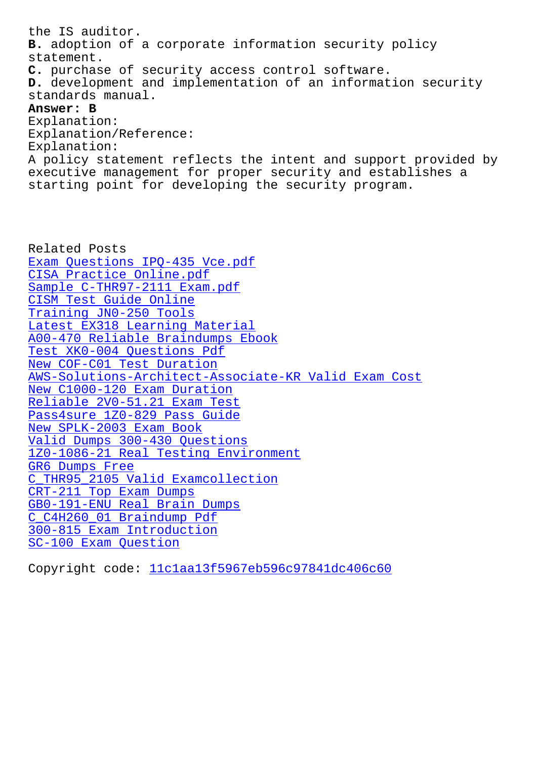the IS auditor.
**B.** adoption of a corporate information security policy statement.
**C.** purchase of security access control software.
**D.** development and implementation of an information security standards manual.
**Answer: B**
Explanation:
Explanation/Reference:
Explanation:
A policy statement reflects the intent and support provided by executive management for proper security and establishes a starting point for developing the security program.

Related Posts
Exam Questions IPQ-435 Vce.pdf
CISA Practice Online.pdf
Sample C-THR97-2111 Exam.pdf
CISM Test Guide Online
Training JN0-250 Tools
Latest EX318 Learning Material
A00-470 Reliable Braindumps Ebook
Test XK0-004 Questions Pdf
New COF-C01 Test Duration
AWS-Solutions-Architect-Associate-KR Valid Exam Cost
New C1000-120 Exam Duration
Reliable 2V0-51.21 Exam Test
Pass4sure 1Z0-829 Pass Guide
New SPLK-2003 Exam Book
Valid Dumps 300-430 Questions
1Z0-1086-21 Real Testing Environment
GR6 Dumps Free
C_THR95_2105 Valid Examcollection
CRT-211 Top Exam Dumps
GB0-191-ENU Real Brain Dumps
C_C4H260_01 Braindump Pdf
300-815 Exam Introduction
SC-100 Exam Question

Copyright code: 11c1aa13f5967eb596c97841dc406c60